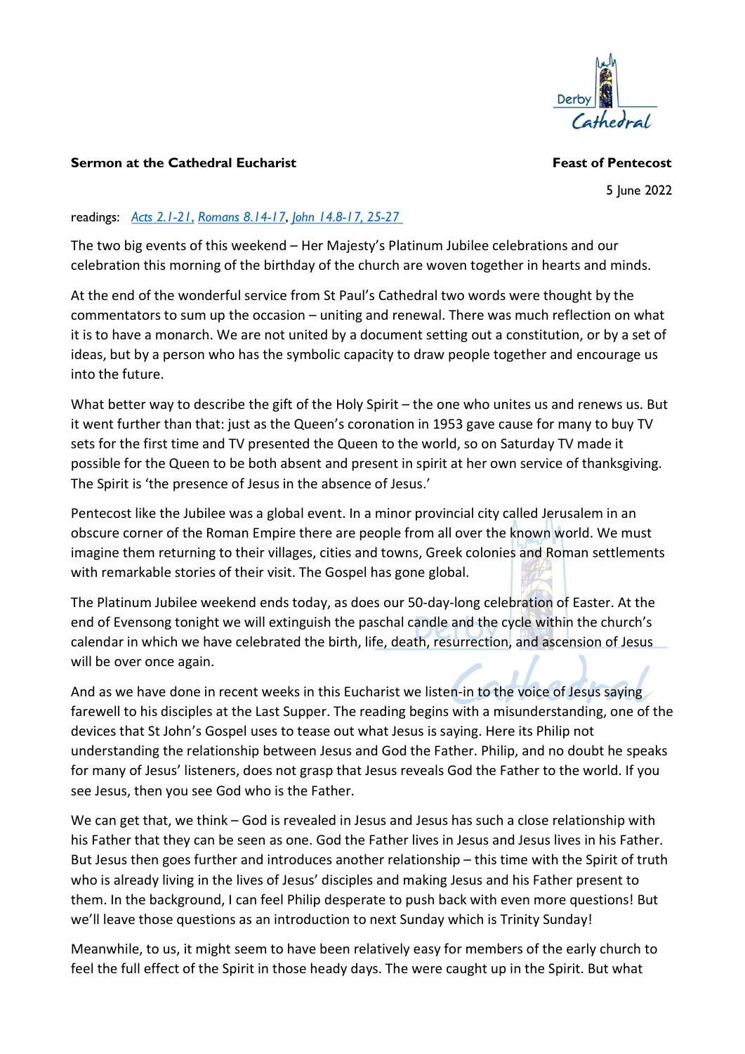**Sermon at the Cathedral Eucharist** **Feast of Pentecost**

5 June 2022

readings: *Acts 2.1-21*, *Romans 8.14-17*, *John 14.8-17, 25-27*

The two big events of this weekend – Her Majesty's Platinum Jubilee celebrations and our celebration this morning of the birthday of the church are woven together in hearts and minds.

At the end of the wonderful service from St Paul's Cathedral two words were thought by the commentators to sum up the occasion – uniting and renewal. There was much reflection on what it is to have a monarch. We are not united by a document setting out a constitution, or by a set of ideas, but by a person who has the symbolic capacity to draw people together and encourage us into the future.

What better way to describe the gift of the Holy Spirit – the one who unites us and renews us. But it went further than that: just as the Queen's coronation in 1953 gave cause for many to buy TV sets for the first time and TV presented the Queen to the world, so on Saturday TV made it possible for the Queen to be both absent and present in spirit at her own service of thanksgiving. The Spirit is 'the presence of Jesus in the absence of Jesus.'

Pentecost like the Jubilee was a global event. In a minor provincial city called Jerusalem in an obscure corner of the Roman Empire there are people from all over the known world. We must imagine them returning to their villages, cities and towns, Greek colonies and Roman settlements with remarkable stories of their visit. The Gospel has gone global.

The Platinum Jubilee weekend ends today, as does our 50-day-long celebration of Easter. At the end of Evensong tonight we will extinguish the paschal candle and the cycle within the church's calendar in which we have celebrated the birth, life, death, resurrection, and ascension of Jesus will be over once again.

And as we have done in recent weeks in this Eucharist we listen-in to the voice of Jesus saying farewell to his disciples at the Last Supper. The reading begins with a misunderstanding, one of the devices that St John's Gospel uses to tease out what Jesus is saying. Here its Philip not understanding the relationship between Jesus and God the Father. Philip, and no doubt he speaks for many of Jesus' listeners, does not grasp that Jesus reveals God the Father to the world. If you see Jesus, then you see God who is the Father.

We can get that, we think – God is revealed in Jesus and Jesus has such a close relationship with his Father that they can be seen as one. God the Father lives in Jesus and Jesus lives in his Father. But Jesus then goes further and introduces another relationship – this time with the Spirit of truth who is already living in the lives of Jesus' disciples and making Jesus and his Father present to them. In the background, I can feel Philip desperate to push back with even more questions! But we'll leave those questions as an introduction to next Sunday which is Trinity Sunday!

Meanwhile, to us, it might seem to have been relatively easy for members of the early church to feel the full effect of the Spirit in those heady days. The were caught up in the Spirit. But what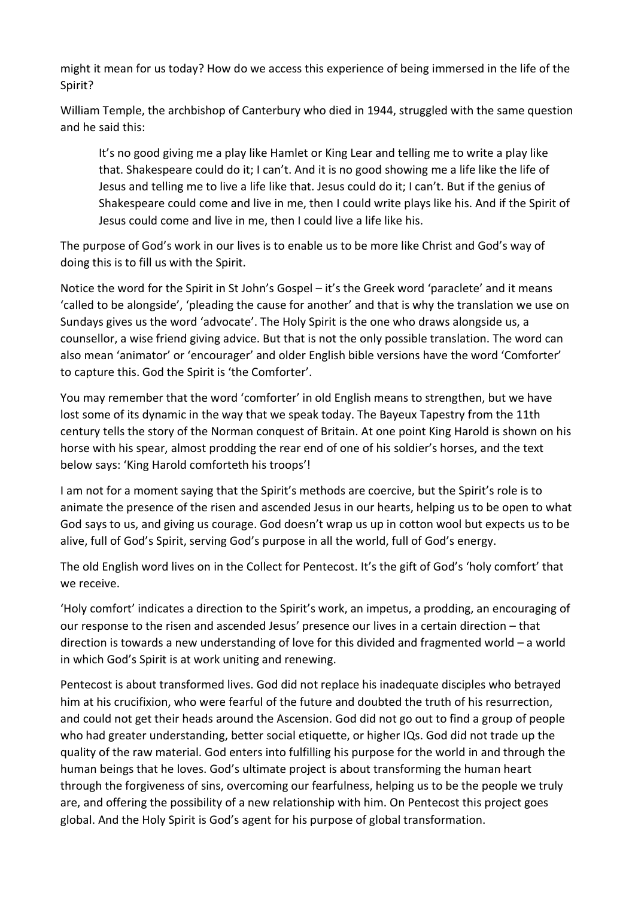might it mean for us today? How do we access this experience of being immersed in the life of the Spirit?

William Temple, the archbishop of Canterbury who died in 1944, struggled with the same question and he said this:

> It's no good giving me a play like Hamlet or King Lear and telling me to write a play like that. Shakespeare could do it; I can't. And it is no good showing me a life like the life of Jesus and telling me to live a life like that. Jesus could do it; I can't. But if the genius of Shakespeare could come and live in me, then I could write plays like his. And if the Spirit of Jesus could come and live in me, then I could live a life like his.

The purpose of God's work in our lives is to enable us to be more like Christ and God's way of doing this is to fill us with the Spirit.

Notice the word for the Spirit in St John's Gospel – it's the Greek word 'paraclete' and it means 'called to be alongside', 'pleading the cause for another' and that is why the translation we use on Sundays gives us the word 'advocate'. The Holy Spirit is the one who draws alongside us, a counsellor, a wise friend giving advice. But that is not the only possible translation. The word can also mean 'animator' or 'encourager' and older English bible versions have the word 'Comforter' to capture this. God the Spirit is 'the Comforter'.

You may remember that the word 'comforter' in old English means to strengthen, but we have lost some of its dynamic in the way that we speak today. The Bayeux Tapestry from the 11th century tells the story of the Norman conquest of Britain. At one point King Harold is shown on his horse with his spear, almost prodding the rear end of one of his soldier's horses, and the text below says: 'King Harold comforteth his troops'!

I am not for a moment saying that the Spirit's methods are coercive, but the Spirit's role is to animate the presence of the risen and ascended Jesus in our hearts, helping us to be open to what God says to us, and giving us courage. God doesn't wrap us up in cotton wool but expects us to be alive, full of God's Spirit, serving God's purpose in all the world, full of God's energy.

The old English word lives on in the Collect for Pentecost. It's the gift of God's 'holy comfort' that we receive.

'Holy comfort' indicates a direction to the Spirit's work, an impetus, a prodding, an encouraging of our response to the risen and ascended Jesus' presence our lives in a certain direction – that direction is towards a new understanding of love for this divided and fragmented world – a world in which God's Spirit is at work uniting and renewing.

Pentecost is about transformed lives. God did not replace his inadequate disciples who betrayed him at his crucifixion, who were fearful of the future and doubted the truth of his resurrection, and could not get their heads around the Ascension. God did not go out to find a group of people who had greater understanding, better social etiquette, or higher IQs. God did not trade up the quality of the raw material. God enters into fulfilling his purpose for the world in and through the human beings that he loves. God's ultimate project is about transforming the human heart through the forgiveness of sins, overcoming our fearfulness, helping us to be the people we truly are, and offering the possibility of a new relationship with him. On Pentecost this project goes global. And the Holy Spirit is God's agent for his purpose of global transformation.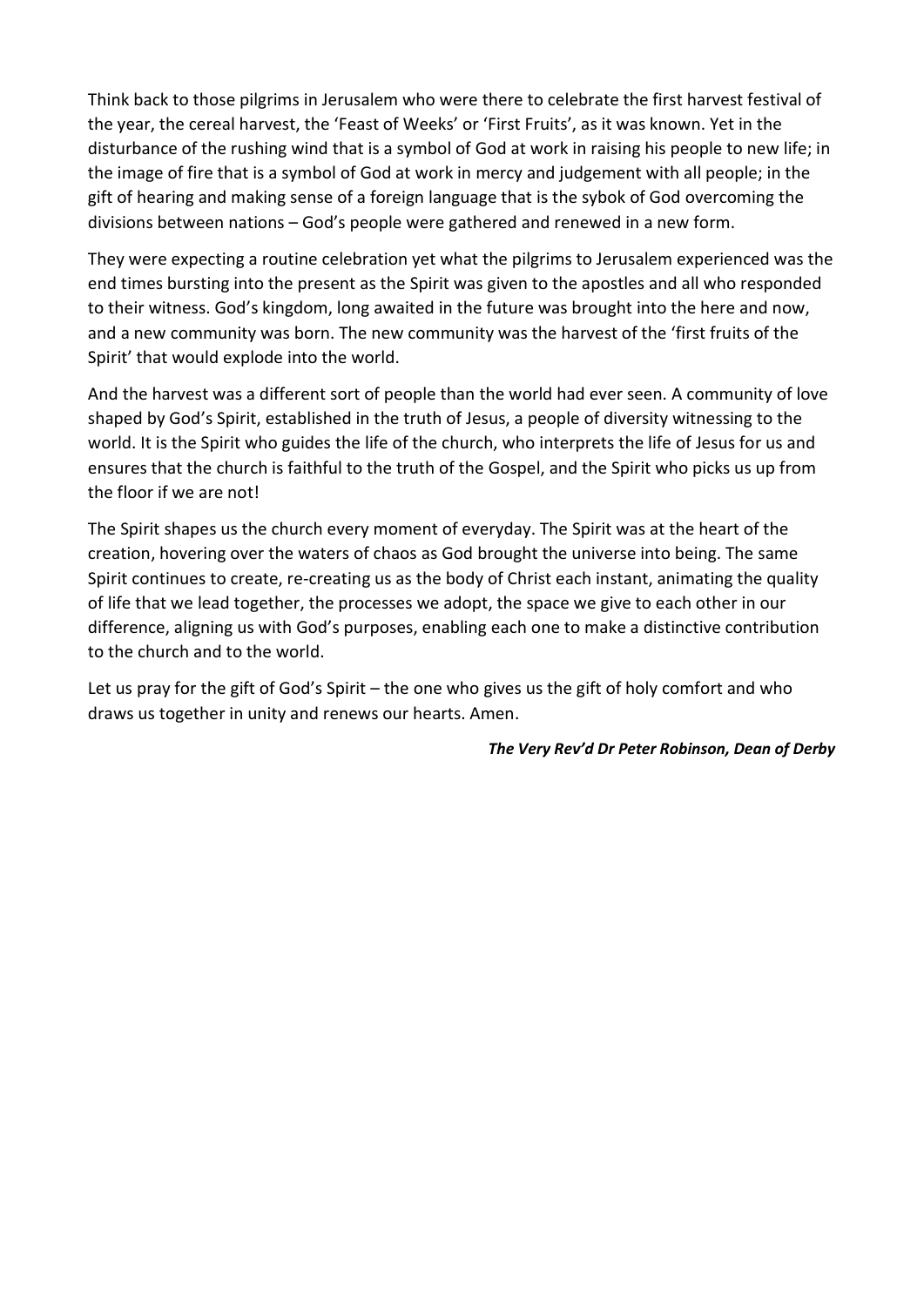Think back to those pilgrims in Jerusalem who were there to celebrate the first harvest festival of the year, the cereal harvest, the 'Feast of Weeks' or 'First Fruits', as it was known. Yet in the disturbance of the rushing wind that is a symbol of God at work in raising his people to new life; in the image of fire that is a symbol of God at work in mercy and judgement with all people; in the gift of hearing and making sense of a foreign language that is the sybok of God overcoming the divisions between nations – God's people were gathered and renewed in a new form.

They were expecting a routine celebration yet what the pilgrims to Jerusalem experienced was the end times bursting into the present as the Spirit was given to the apostles and all who responded to their witness. God's kingdom, long awaited in the future was brought into the here and now, and a new community was born. The new community was the harvest of the 'first fruits of the Spirit' that would explode into the world.

And the harvest was a different sort of people than the world had ever seen. A community of love shaped by God's Spirit, established in the truth of Jesus, a people of diversity witnessing to the world. It is the Spirit who guides the life of the church, who interprets the life of Jesus for us and ensures that the church is faithful to the truth of the Gospel, and the Spirit who picks us up from the floor if we are not!

The Spirit shapes us the church every moment of everyday. The Spirit was at the heart of the creation, hovering over the waters of chaos as God brought the universe into being. The same Spirit continues to create, re-creating us as the body of Christ each instant, animating the quality of life that we lead together, the processes we adopt, the space we give to each other in our difference, aligning us with God's purposes, enabling each one to make a distinctive contribution to the church and to the world.

Let us pray for the gift of God's Spirit – the one who gives us the gift of holy comfort and who draws us together in unity and renews our hearts. Amen.

***The Very Rev'd Dr Peter Robinson, Dean of Derby***